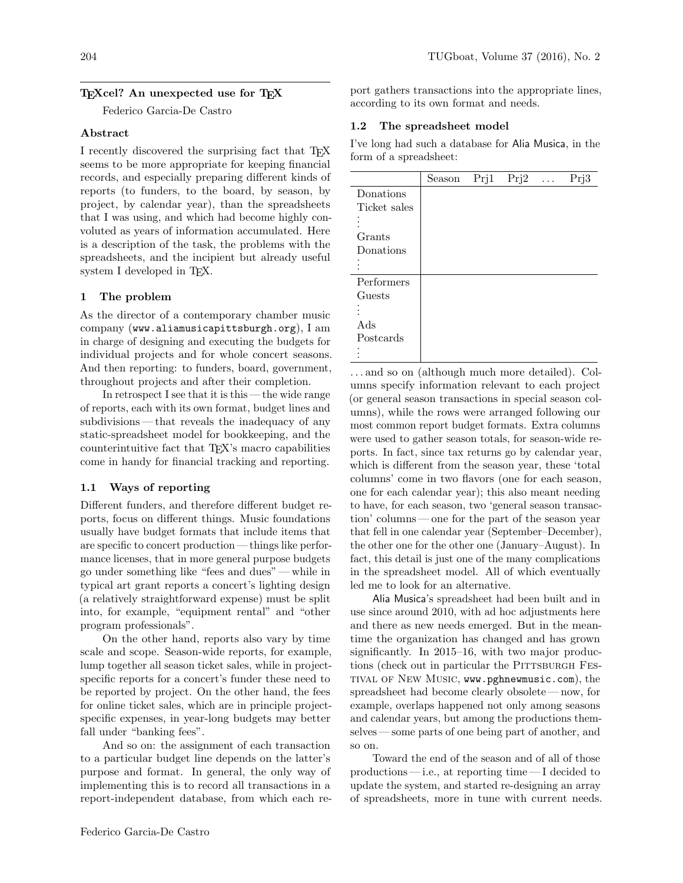## TEXcel? An unexpected use for TEX

Federico Garcia-De Castro

### Abstract

I recently discovered the surprising fact that TEX seems to be more appropriate for keeping financial records, and especially preparing different kinds of reports (to funders, to the board, by season, by project, by calendar year), than the spreadsheets that I was using, and which had become highly convoluted as years of information accumulated. Here is a description of the task, the problems with the spreadsheets, and the incipient but already useful system I developed in TEX.

### 1 The problem

As the director of a contemporary chamber music company (www.aliamusicapittsburgh.org), I am in charge of designing and executing the budgets for individual projects and for whole concert seasons. And then reporting: to funders, board, government, throughout projects and after their completion.

In retrospect I see that it is this — the wide range of reports, each with its own format, budget lines and subdivisions — that reveals the inadequacy of any static-spreadsheet model for bookkeeping, and the counterintuitive fact that TEX's macro capabilities come in handy for financial tracking and reporting.

### 1.1 Ways of reporting

Different funders, and therefore different budget reports, focus on different things. Music foundations usually have budget formats that include items that are specific to concert production — things like performance licenses, that in more general purpose budgets go under something like "fees and dues" — while in typical art grant reports a concert's lighting design (a relatively straightforward expense) must be split into, for example, "equipment rental" and "other program professionals".

On the other hand, reports also vary by time scale and scope. Season-wide reports, for example, lump together all season ticket sales, while in project-specific reports for a concert's funder these need to be reported by project. On the other hand, the fees for online ticket sales, which are in principle project-specific expenses, in year-long budgets may better fall under "banking fees".

And so on: the assignment of each transaction to a particular budget line depends on the latter's purpose and format. In general, the only way of implementing this is to record all transactions in a report-independent database, from which each report gathers transactions into the appropriate lines, according to its own format and needs.

### 1.2 The spreadsheet model

I've long had such a database for Alia Musica, in the form of a spreadsheet:

| | Season | Prj1 | Prj2 | ... | Prj3 |
|---|---|---|---|---|---|
| Donations | | | | | |
| Ticket sales | | | | | |
| ⋮ | | | | | |
| Grants | | | | | |
| Donations | | | | | |
| ⋮ | | | | | |
| Performers | | | | | |
| Guests | | | | | |
| ⋮ | | | | | |
| Ads | | | | | |
| Postcards | | | | | |
| ⋮ | | | | | |

...and so on (although much more detailed). Columns specify information relevant to each project (or general season transactions in special season columns), while the rows were arranged following our most common report budget formats. Extra columns were used to gather season totals, for season-wide reports. In fact, since tax returns go by calendar year, which is different from the season year, these 'total columns' come in two flavors (one for each season, one for each calendar year); this also meant needing to have, for each season, two 'general season transaction' columns — one for the part of the season year that fell in one calendar year (September–December), the other one for the other one (January–August). In fact, this detail is just one of the many complications in the spreadsheet model. All of which eventually led me to look for an alternative.

Alia Musica's spreadsheet had been built and in use since around 2010, with ad hoc adjustments here and there as new needs emerged. But in the meantime the organization has changed and has grown significantly. In 2015–16, with two major productions (check out in particular the Pittsburgh Festival of New Music, www.pghnewmusic.com), the spreadsheet had become clearly obsolete — now, for example, overlaps happened not only among seasons and calendar years, but among the productions themselves — some parts of one being part of another, and so on.

Toward the end of the season and of all of those productions — i.e., at reporting time — I decided to update the system, and started re-designing an array of spreadsheets, more in tune with current needs.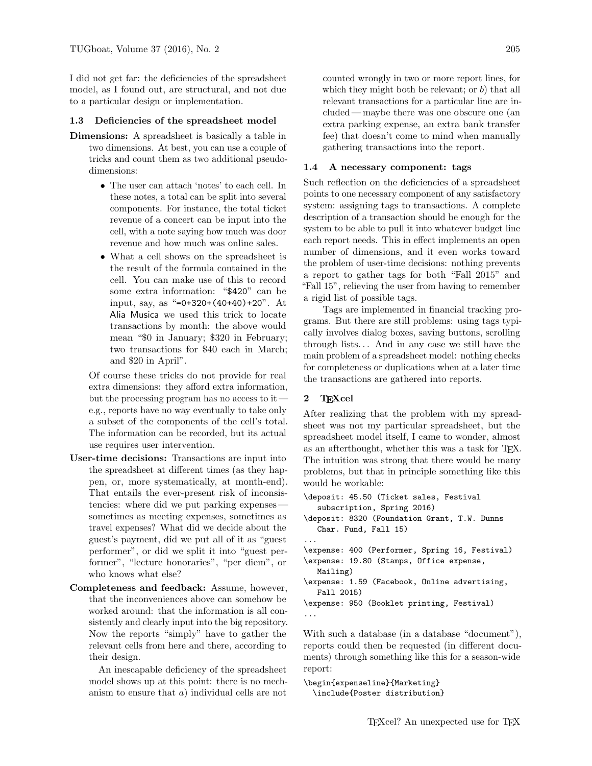I did not get far: the deficiencies of the spreadsheet model, as I found out, are structural, and not due to a particular design or implementation.

### 1.3 Deficiencies of the spreadsheet model

**Dimensions:** A spreadsheet is basically a table in two dimensions. At best, you can use a couple of tricks and count them as two additional pseudo-dimensions:

- The user can attach 'notes' to each cell. In these notes, a total can be split into several components. For instance, the total ticket revenue of a concert can be input into the cell, with a note saying how much was door revenue and how much was online sales.
- What a cell shows on the spreadsheet is the result of the formula contained in the cell. You can make use of this to record some extra information: "`$420`" can be input, say, as "`=0+320+(40+40)+20`". At Alia Musica we used this trick to locate transactions by month: the above would mean "$0 in January; $320 in February; two transactions for $40 each in March; and $20 in April".

Of course these tricks do not provide for real extra dimensions: they afford extra information, but the processing program has no access to it — e.g., reports have no way eventually to take only a subset of the components of the cell's total. The information can be recorded, but its actual use requires user intervention.

**User-time decisions:** Transactions are input into the spreadsheet at different times (as they happen, or, more systematically, at month-end). That entails the ever-present risk of inconsistencies: where did we put parking expenses — sometimes as meeting expenses, sometimes as travel expenses? What did we decide about the guest's payment, did we put all of it as "guest performer", or did we split it into "guest performer", "lecture honoraries", "per diem", or who knows what else?

**Completeness and feedback:** Assume, however, that the inconveniences above can somehow be worked around: that the information is all consistently and clearly input into the big repository. Now the reports "simply" have to gather the relevant cells from here and there, according to their design.

An inescapable deficiency of the spreadsheet model shows up at this point: there is no mechanism to ensure that *a*) individual cells are not counted wrongly in two or more report lines, for which they might both be relevant; or *b*) that all relevant transactions for a particular line are included — maybe there was one obscure one (an extra parking expense, an extra bank transfer fee) that doesn't come to mind when manually gathering transactions into the report.

### 1.4 A necessary component: tags

Such reflection on the deficiencies of a spreadsheet points to one necessary component of any satisfactory system: assigning tags to transactions. A complete description of a transaction should be enough for the system to be able to pull it into whatever budget line each report needs. This in effect implements an open number of dimensions, and it even works toward the problem of user-time decisions: nothing prevents a report to gather tags for both "Fall 2015" and "Fall 15", relieving the user from having to remember a rigid list of possible tags.

Tags are implemented in financial tracking programs. But there are still problems: using tags typically involves dialog boxes, saving buttons, scrolling through lists... And in any case we still have the main problem of a spreadsheet model: nothing checks for completeness or duplications when at a later time the transactions are gathered into reports.

## 2 TEXcel

After realizing that the problem with my spreadsheet was not my particular spreadsheet, but the spreadsheet model itself, I came to wonder, almost as an afterthought, whether this was a task for TEX. The intuition was strong that there would be many problems, but that in principle something like this would be workable:

```
\deposit: 45.50 (Ticket sales, Festival
   subscription, Spring 2016)
\deposit: 8320 (Foundation Grant, T.W. Dunns
   Char. Fund, Fall 15)
...
\expense: 400 (Performer, Spring 16, Festival)
\expense: 19.80 (Stamps, Office expense,
   Mailing)
\expense: 1.59 (Facebook, Online advertising,
   Fall 2015)
\expense: 950 (Booklet printing, Festival)
...
```

With such a database (in a database "document"), reports could then be requested (in different documents) through something like this for a season-wide report:

```
\begin{expenseline}{Marketing}
  \include{Poster distribution}
```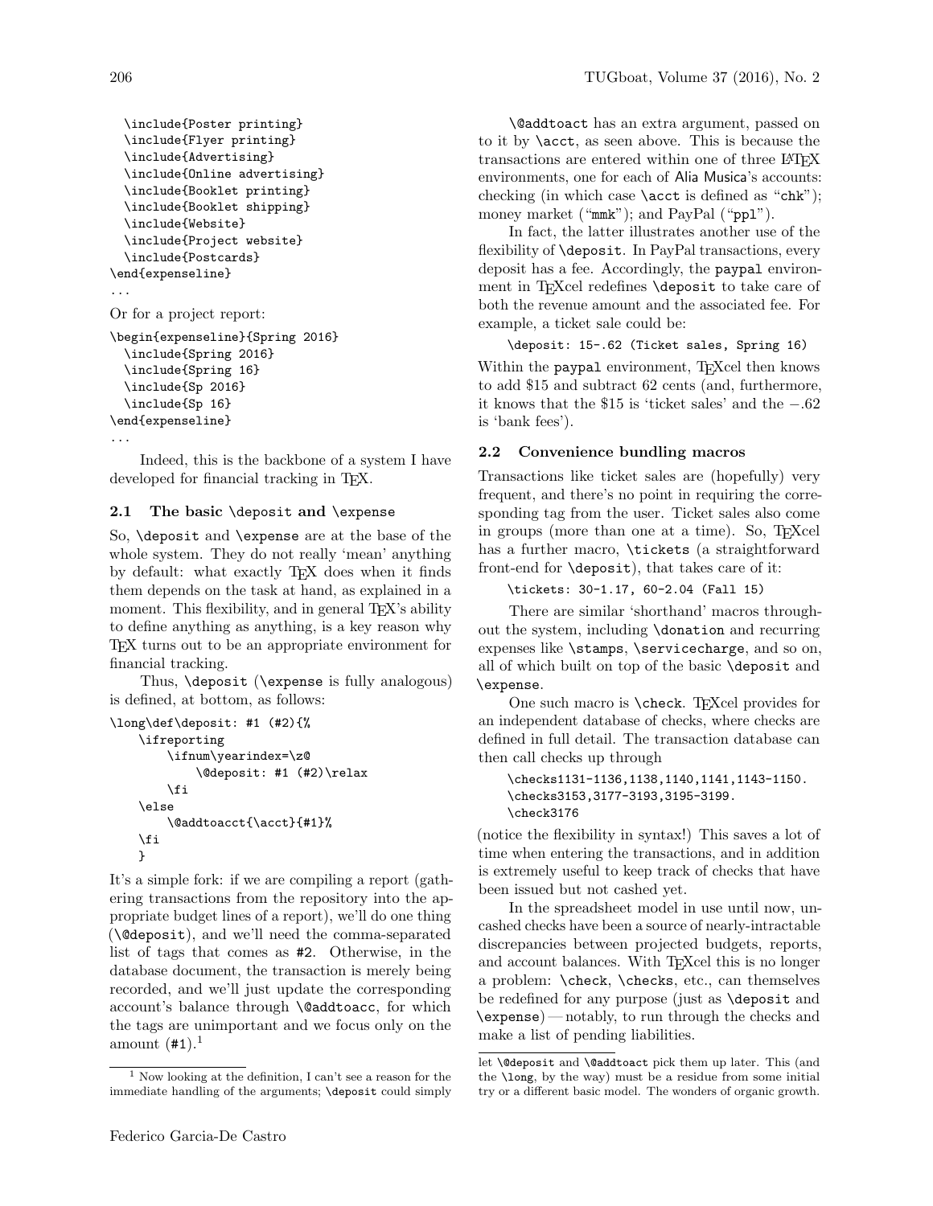```
  \include{Poster printing}
  \include{Flyer printing}
  \include{Advertising}
  \include{Online advertising}
  \include{Booklet printing}
  \include{Booklet shipping}
  \include{Website}
  \include{Project website}
  \include{Postcards}
\end{expenseline}
...
```

Or for a project report:

```
\begin{expenseline}{Spring 2016}
  \include{Spring 2016}
  \include{Spring 16}
  \include{Sp 2016}
  \include{Sp 16}
\end{expenseline}
...
```

Indeed, this is the backbone of a system I have developed for financial tracking in TeX.

### 2.1 The basic `\deposit` and `\expense`

So, `\deposit` and `\expense` are at the base of the whole system. They do not really 'mean' anything by default: what exactly TeX does when it finds them depends on the task at hand, as explained in a moment. This flexibility, and in general TeX's ability to define anything as anything, is a key reason why TeX turns out to be an appropriate environment for financial tracking.

Thus, `\deposit` (`\expense` is fully analogous) is defined, at bottom, as follows:

```
\long\def\deposit: #1 (#2){%
    \ifreporting
        \ifnum\yearindex=\z@
            \@deposit: #1 (#2)\relax
        \fi
    \else
        \@addtoacct{\acct}{#1}%
    \fi
    }
```

It's a simple fork: if we are compiling a report (gathering transactions from the repository into the appropriate budget lines of a report), we'll do one thing (`\@deposit`), and we'll need the comma-separated list of tags that comes as `#2`. Otherwise, in the database document, the transaction is merely being recorded, and we'll just update the corresponding account's balance through `\@addtoacc`, for which the tags are unimportant and we focus only on the amount (`#1`).[1]

`\@addtoact` has an extra argument, passed on to it by `\acct`, as seen above. This is because the transactions are entered within one of three LaTeX environments, one for each of Alia Musica's accounts: checking (in which case `\acct` is defined as "`chk`"); money market ("`mmk`"); and PayPal ("`ppl`").

In fact, the latter illustrates another use of the flexibility of `\deposit`. In PayPal transactions, every deposit has a fee. Accordingly, the `paypal` environment in TeXcel redefines `\deposit` to take care of both the revenue amount and the associated fee. For example, a ticket sale could be:

```
\deposit: 15-.62 (Ticket sales, Spring 16)
```

Within the `paypal` environment, TeXcel then knows to add \$15 and subtract 62 cents (and, furthermore, it knows that the \$15 is 'ticket sales' and the −.62 is 'bank fees').

### 2.2 Convenience bundling macros

Transactions like ticket sales are (hopefully) very frequent, and there's no point in requiring the corresponding tag from the user. Ticket sales also come in groups (more than one at a time). So, TeXcel has a further macro, `\tickets` (a straightforward front-end for `\deposit`), that takes care of it:

```
\tickets: 30-1.17, 60-2.04 (Fall 15)
```

There are similar 'shorthand' macros throughout the system, including `\donation` and recurring expenses like `\stamps`, `\servicecharge`, and so on, all of which built on top of the basic `\deposit` and `\expense`.

One such macro is `\check`. TeXcel provides for an independent database of checks, where checks are defined in full detail. The transaction database can then call checks up through

```
\checks1131-1136,1138,1140,1141,1143-1150.
\checks3153,3177-3193,3195-3199.
\check3176
```

(notice the flexibility in syntax!) This saves a lot of time when entering the transactions, and in addition is extremely useful to keep track of checks that have been issued but not cashed yet.

In the spreadsheet model in use until now, uncashed checks have been a source of nearly-intractable discrepancies between projected budgets, reports, and account balances. With TeXcel this is no longer a problem: `\check`, `\checks`, etc., can themselves be redefined for any purpose (just as `\deposit` and `\expense`) — notably, to run through the checks and make a list of pending liabilities.

---

[1] Now looking at the definition, I can't see a reason for the immediate handling of the arguments; `\deposit` could simply let `\@deposit` and `\@addtoact` pick them up later. This (and the `\long`, by the way) must be a residue from some initial try or a different basic model. The wonders of organic growth.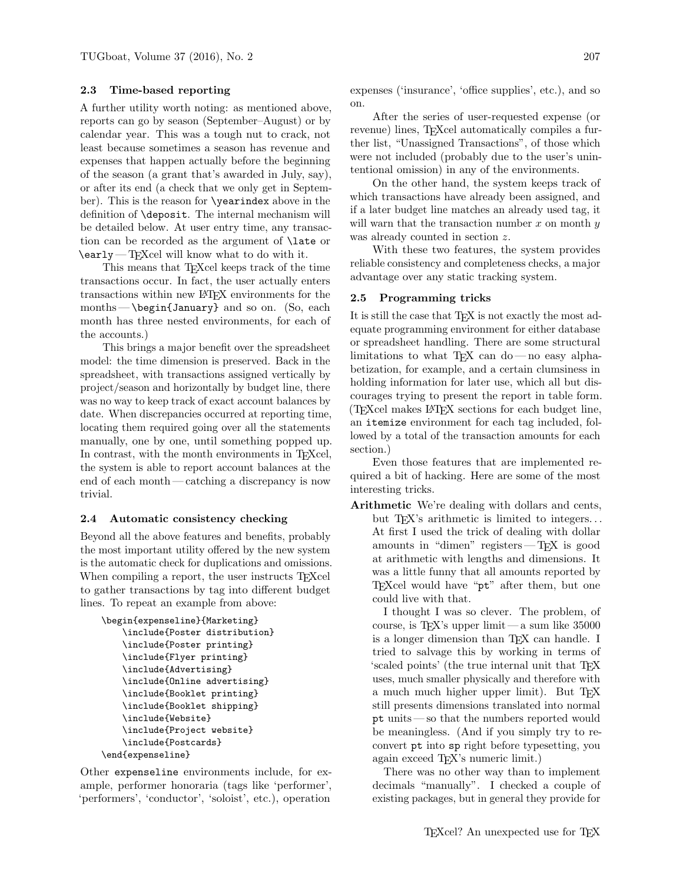### 2.3 Time-based reporting

A further utility worth noting: as mentioned above, reports can go by season (September–August) or by calendar year. This was a tough nut to crack, not least because sometimes a season has revenue and expenses that happen actually before the beginning of the season (a grant that's awarded in July, say), or after its end (a check that we only get in September). This is the reason for `\yearindex` above in the definition of `\deposit`. The internal mechanism will be detailed below. At user entry time, any transaction can be recorded as the argument of `\late` or `\early` — TEXcel will know what to do with it.

This means that TEXcel keeps track of the time transactions occur. In fact, the user actually enters transactions within new LATEX environments for the months — `\begin{January}` and so on. (So, each month has three nested environments, for each of the accounts.)

This brings a major benefit over the spreadsheet model: the time dimension is preserved. Back in the spreadsheet, with transactions assigned vertically by project/season and horizontally by budget line, there was no way to keep track of exact account balances by date. When discrepancies occurred at reporting time, locating them required going over all the statements manually, one by one, until something popped up. In contrast, with the month environments in TEXcel, the system is able to report account balances at the end of each month — catching a discrepancy is now trivial.

### 2.4 Automatic consistency checking

Beyond all the above features and benefits, probably the most important utility offered by the new system is the automatic check for duplications and omissions. When compiling a report, the user instructs TEXcel to gather transactions by tag into different budget lines. To repeat an example from above:

```
\begin{expenseline}{Marketing}
    \include{Poster distribution}
    \include{Poster printing}
    \include{Flyer printing}
    \include{Advertising}
    \include{Online advertising}
    \include{Booklet printing}
    \include{Booklet shipping}
    \include{Website}
    \include{Project website}
    \include{Postcards}
\end{expenseline}
```

Other `expenseline` environments include, for example, performer honoraria (tags like 'performer', 'performers', 'conductor', 'soloist', etc.), operation expenses ('insurance', 'office supplies', etc.), and so on.

After the series of user-requested expense (or revenue) lines, TEXcel automatically compiles a further list, "Unassigned Transactions", of those which were not included (probably due to the user's unintentional omission) in any of the environments.

On the other hand, the system keeps track of which transactions have already been assigned, and if a later budget line matches an already used tag, it will warn that the transaction number $x$ on month $y$ was already counted in section $z$.

With these two features, the system provides reliable consistency and completeness checks, a major advantage over any static tracking system.

### 2.5 Programming tricks

It is still the case that TEX is not exactly the most adequate programming environment for either database or spreadsheet handling. There are some structural limitations to what TEX can do — no easy alphabetization, for example, and a certain clumsiness in holding information for later use, which all but discourages trying to present the report in table form. (TEXcel makes LATEX sections for each budget line, an `itemize` environment for each tag included, followed by a total of the transaction amounts for each section.)

Even those features that are implemented required a bit of hacking. Here are some of the most interesting tricks.

**Arithmetic** We're dealing with dollars and cents, but TEX's arithmetic is limited to integers... At first I used the trick of dealing with dollar amounts in "dimen" registers — TEX is good at arithmetic with lengths and dimensions. It was a little funny that all amounts reported by TEXcel would have "`pt`" after them, but one could live with that.

I thought I was so clever. The problem, of course, is TEX's upper limit — a sum like 35000 is a longer dimension than TEX can handle. I tried to salvage this by working in terms of 'scaled points' (the true internal unit that TEX uses, much smaller physically and therefore with a much much higher upper limit). But TEX still presents dimensions translated into normal `pt` units — so that the numbers reported would be meaningless. (And if you simply try to reconvert `pt` into `sp` right before typesetting, you again exceed TEX's numeric limit.)

There was no other way than to implement decimals "manually". I checked a couple of existing packages, but in general they provide for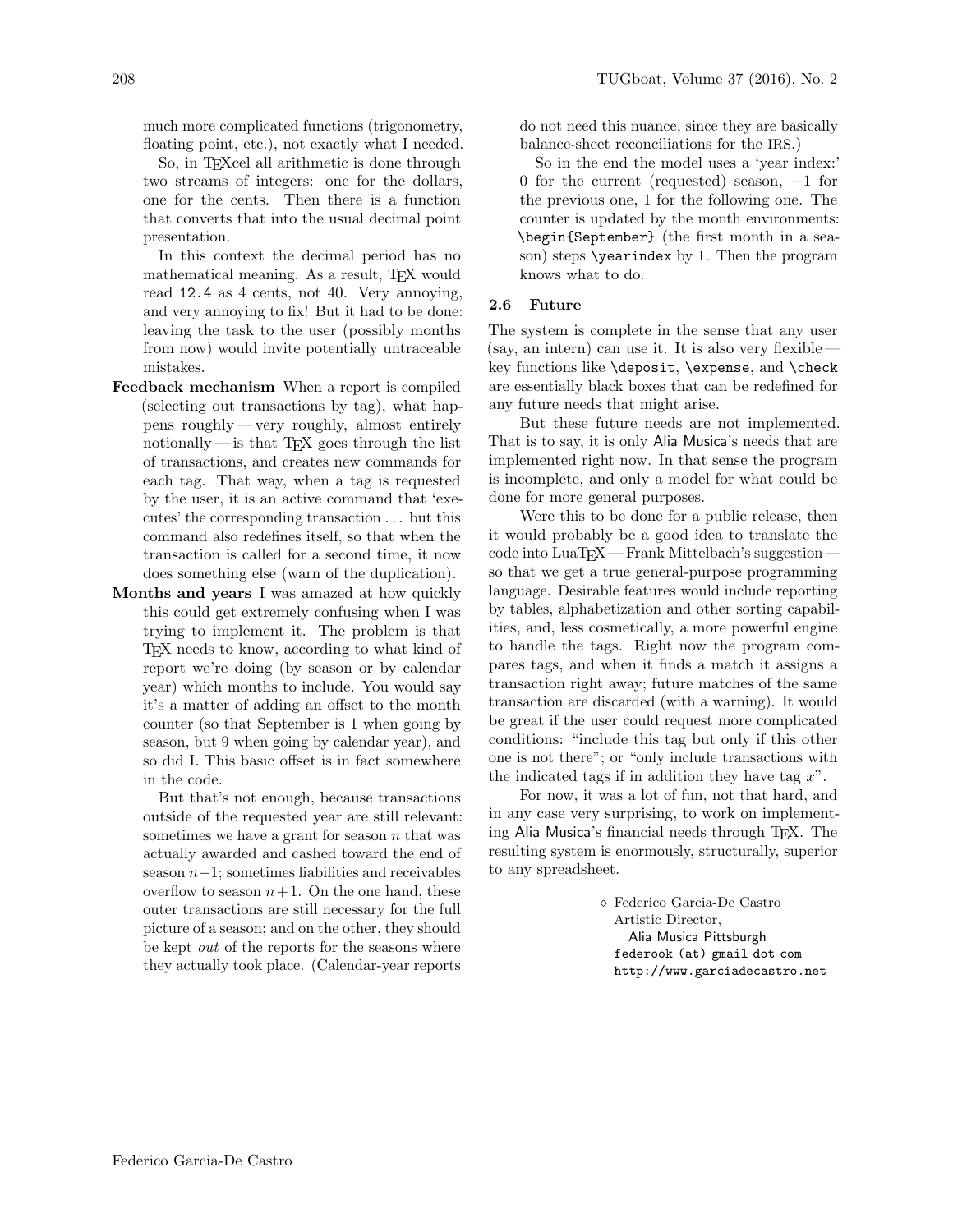much more complicated functions (trigonometry, floating point, etc.), not exactly what I needed.

So, in TEXcel all arithmetic is done through two streams of integers: one for the dollars, one for the cents. Then there is a function that converts that into the usual decimal point presentation.

In this context the decimal period has no mathematical meaning. As a result, TEX would read `12.4` as 4 cents, not 40. Very annoying, and very annoying to fix! But it had to be done: leaving the task to the user (possibly months from now) would invite potentially untraceable mistakes.

**Feedback mechanism** When a report is compiled (selecting out transactions by tag), what happens roughly — very roughly, almost entirely notionally — is that TEX goes through the list of transactions, and creates new commands for each tag. That way, when a tag is requested by the user, it is an active command that 'executes' the corresponding transaction ... but this command also redefines itself, so that when the transaction is called for a second time, it now does something else (warn of the duplication).

**Months and years** I was amazed at how quickly this could get extremely confusing when I was trying to implement it. The problem is that TEX needs to know, according to what kind of report we're doing (by season or by calendar year) which months to include. You would say it's a matter of adding an offset to the month counter (so that September is 1 when going by season, but 9 when going by calendar year), and so did I. This basic offset is in fact somewhere in the code.

But that's not enough, because transactions outside of the requested year are still relevant: sometimes we have a grant for season $n$ that was actually awarded and cashed toward the end of season $n-1$; sometimes liabilities and receivables overflow to season $n+1$. On the one hand, these outer transactions are still necessary for the full picture of a season; and on the other, they should be kept *out* of the reports for the seasons where they actually took place. (Calendar-year reports do not need this nuance, since they are basically balance-sheet reconciliations for the IRS.)

So in the end the model uses a 'year index:' 0 for the current (requested) season, $-1$ for the previous one, 1 for the following one. The counter is updated by the month environments: `\begin{September}` (the first month in a season) steps `\yearindex` by 1. Then the program knows what to do.

### 2.6 Future

The system is complete in the sense that any user (say, an intern) can use it. It is also very flexible — key functions like `\deposit`, `\expense`, and `\check` are essentially black boxes that can be redefined for any future needs that might arise.

But these future needs are not implemented. That is to say, it is only Alia Musica's needs that are implemented right now. In that sense the program is incomplete, and only a model for what could be done for more general purposes.

Were this to be done for a public release, then it would probably be a good idea to translate the code into LuaTEX — Frank Mittelbach's suggestion — so that we get a true general-purpose programming language. Desirable features would include reporting by tables, alphabetization and other sorting capabilities, and, less cosmetically, a more powerful engine to handle the tags. Right now the program compares tags, and when it finds a match it assigns a transaction right away; future matches of the same transaction are discarded (with a warning). It would be great if the user could request more complicated conditions: "include this tag but only if this other one is not there"; or "only include transactions with the indicated tags if in addition they have tag $x$".

For now, it was a lot of fun, not that hard, and in any case very surprising, to work on implementing Alia Musica's financial needs through TEX. The resulting system is enormously, structurally, superior to any spreadsheet.

◇ Federico Garcia-De Castro
Artistic Director,
Alia Musica Pittsburgh
federook (at) gmail dot com
http://www.garciadecastro.net